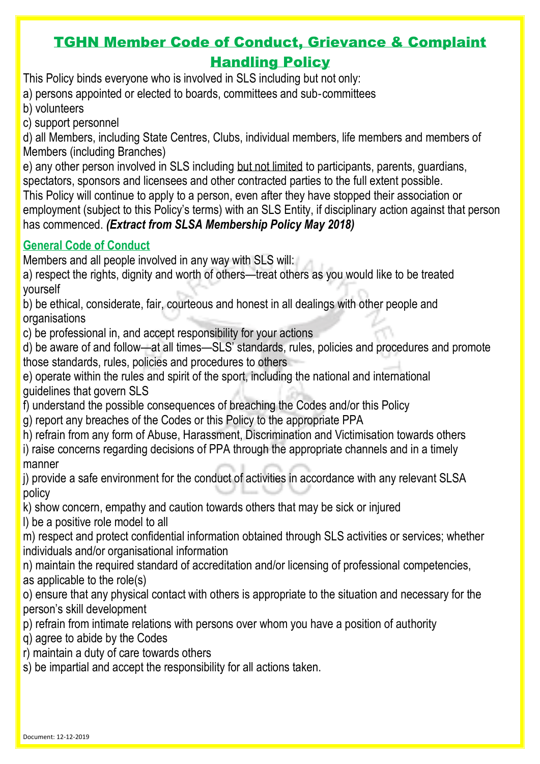# TGHN Member Code of Conduct, Grievance & Complaint Handling Policy

This Policy binds everyone who is involved in SLS including but not only:

a) persons appointed or elected to boards, committees and sub-committees

b) volunteers

c) support personnel

d) all Members, including State Centres, Clubs, individual members, life members and members of Members (including Branches)

e) any other person involved in SLS including but not limited to participants, parents, guardians, spectators, sponsors and licensees and other contracted parties to the full extent possible.

This Policy will continue to apply to a person, even after they have stopped their association or employment (subject to this Policy's terms) with an SLS Entity, if disciplinary action against that person has commenced. ***(Extract from SLSA Membership Policy May 2018)***

## General Code of Conduct

Members and all people involved in any way with SLS will:

a) respect the rights, dignity and worth of others—treat others as you would like to be treated yourself

b) be ethical, considerate, fair, courteous and honest in all dealings with other people and organisations

c) be professional in, and accept responsibility for your actions

d) be aware of and follow—at all times—SLS' standards, rules, policies and procedures and promote those standards, rules, policies and procedures to others

e) operate within the rules and spirit of the sport, including the national and international guidelines that govern SLS

f) understand the possible consequences of breaching the Codes and/or this Policy

g) report any breaches of the Codes or this Policy to the appropriate PPA

h) refrain from any form of Abuse, Harassment, Discrimination and Victimisation towards others

i) raise concerns regarding decisions of PPA through the appropriate channels and in a timely manner

j) provide a safe environment for the conduct of activities in accordance with any relevant SLSA policy

k) show concern, empathy and caution towards others that may be sick or injured

l) be a positive role model to all

m) respect and protect confidential information obtained through SLS activities or services; whether individuals and/or organisational information

n) maintain the required standard of accreditation and/or licensing of professional competencies, as applicable to the role(s)

o) ensure that any physical contact with others is appropriate to the situation and necessary for the person's skill development

p) refrain from intimate relations with persons over whom you have a position of authority

q) agree to abide by the Codes

r) maintain a duty of care towards others

s) be impartial and accept the responsibility for all actions taken.

Document: 12-12-2019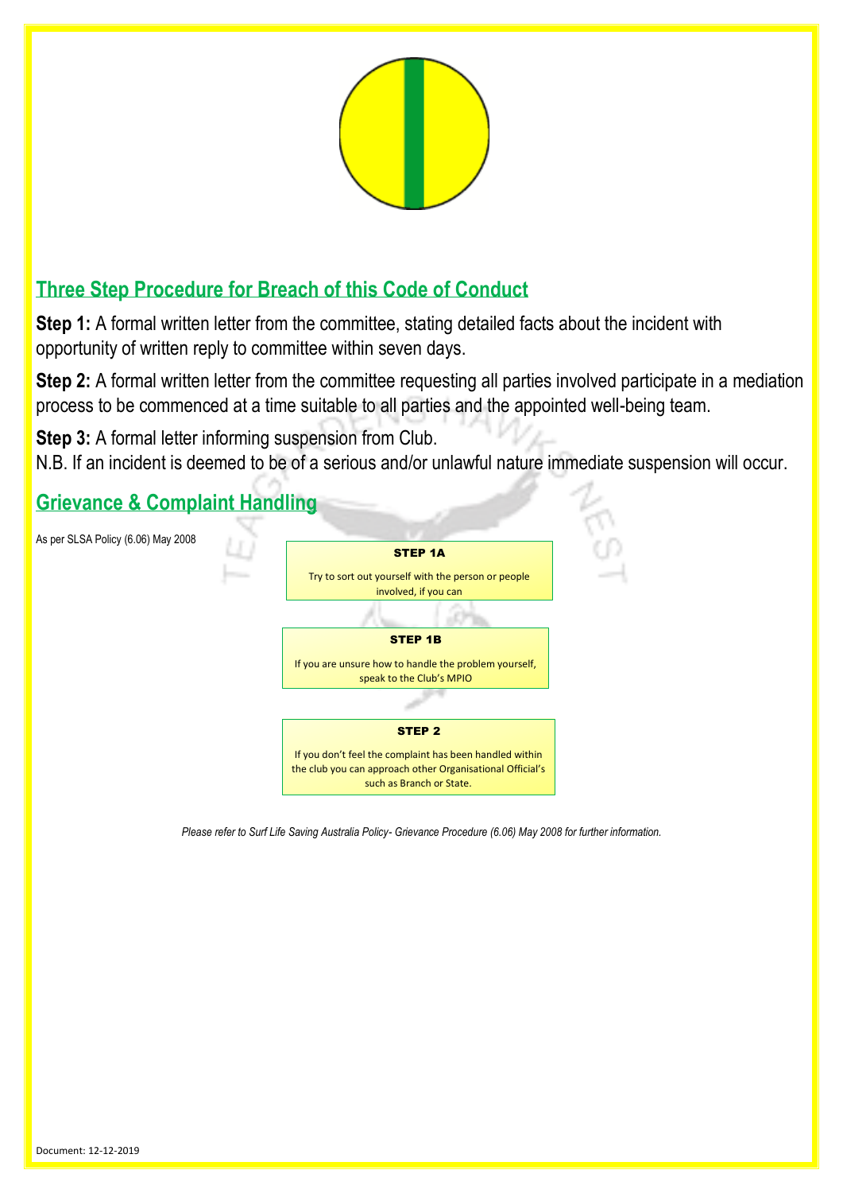## Three Step Procedure for Breach of this Code of Conduct

**Step 1:** A formal written letter from the committee, stating detailed facts about the incident with opportunity of written reply to committee within seven days.

**Step 2:** A formal written letter from the committee requesting all parties involved participate in a mediation process to be commenced at a time suitable to all parties and the appointed well-being team.

**Step 3:** A formal letter informing suspension from Club.
N.B. If an incident is deemed to be of a serious and/or unlawful nature immediate suspension will occur.

## Grievance & Complaint Handling

As per SLSA Policy (6.06) May 2008

**STEP 1A**

Try to sort out yourself with the person or people involved, if you can

**STEP 1B**

If you are unsure how to handle the problem yourself, speak to the Club's MPIO

**STEP 2**

If you don't feel the complaint has been handled within the club you can approach other Organisational Official's such as Branch or State.

*Please refer to Surf Life Saving Australia Policy- Grievance Procedure (6.06) May 2008 for further information.*

Document: 12-12-2019